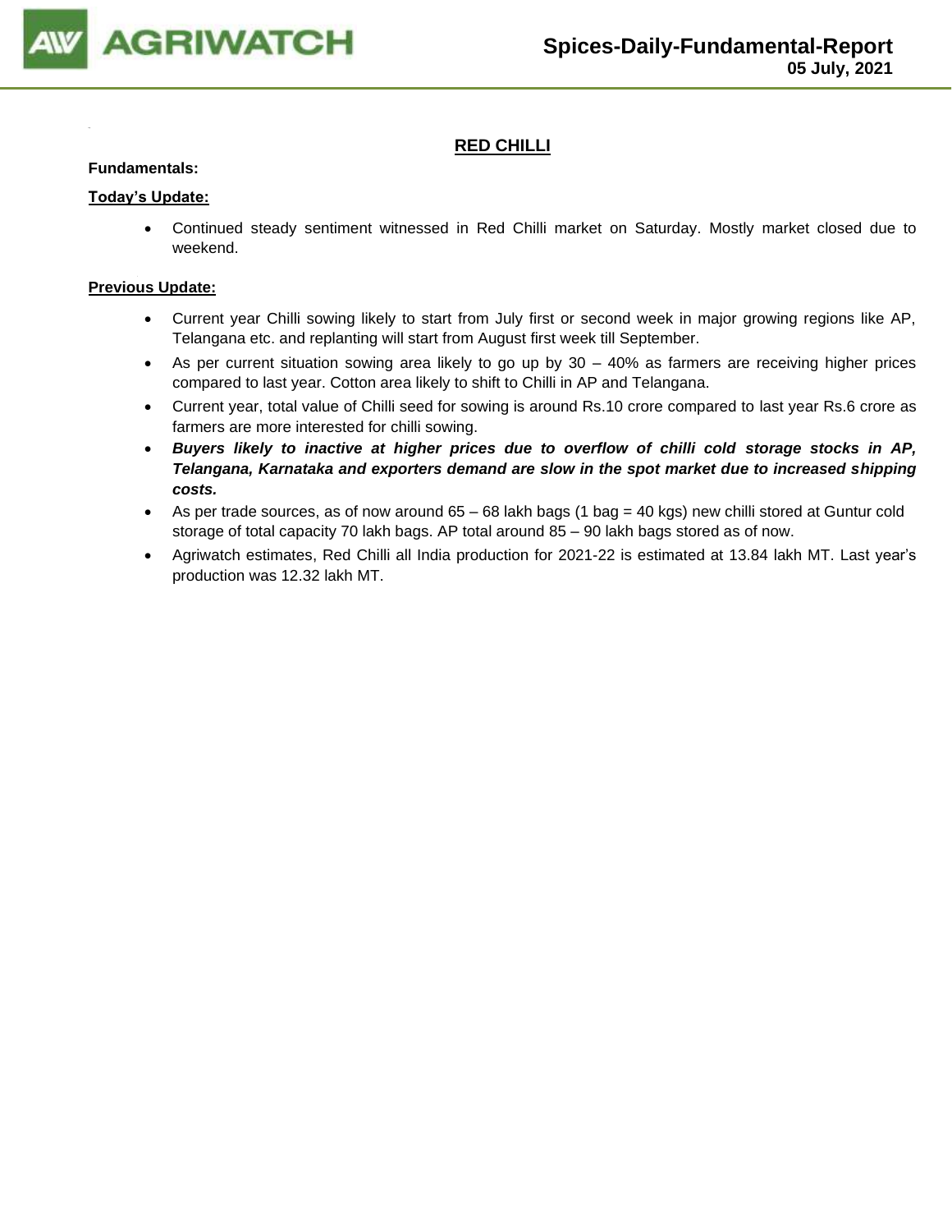# RED CHILLI

**Fundamentals:**

**Today's Update:**

- Continued steady sentiment witnessed in Red Chilli market on Saturday. Mostly market closed due to weekend.

**Previous Update:**

- Current year Chilli sowing likely to start from July first or second week in major growing regions like AP, Telangana etc. and replanting will start from August first week till September.
- As per current situation sowing area likely to go up by 30 – 40% as farmers are receiving higher prices compared to last year. Cotton area likely to shift to Chilli in AP and Telangana.
- Current year, total value of Chilli seed for sowing is around Rs.10 crore compared to last year Rs.6 crore as farmers are more interested for chilli sowing.
- ***Buyers likely to inactive at higher prices due to overflow of chilli cold storage stocks in AP, Telangana, Karnataka and exporters demand are slow in the spot market due to increased shipping costs.***
- As per trade sources, as of now around 65 – 68 lakh bags (1 bag = 40 kgs) new chilli stored at Guntur cold storage of total capacity 70 lakh bags. AP total around 85 – 90 lakh bags stored as of now.
- Agriwatch estimates, Red Chilli all India production for 2021-22 is estimated at 13.84 lakh MT. Last year's production was 12.32 lakh MT.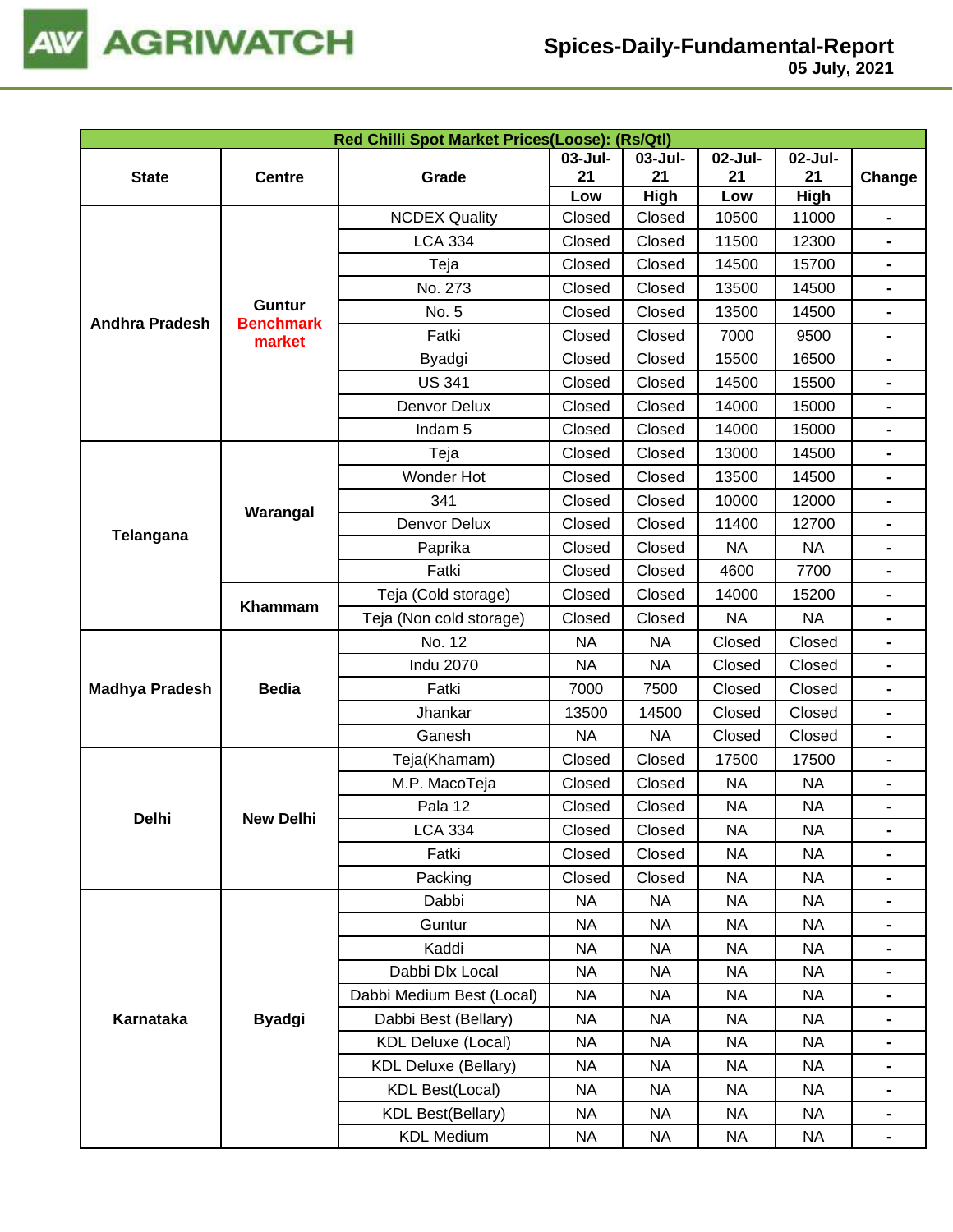| Red Chilli Spot Market Prices(Loose): (Rs/Qtl) | | | | | | | |
|---|---|---|---|---|---|---|---|
| State | Centre | Grade | 03-Jul-21 Low | 03-Jul-21 High | 02-Jul-21 Low | 02-Jul-21 High | Change |
| Andhra Pradesh | Guntur Benchmark market | NCDEX Quality | Closed | Closed | 10500 | 11000 | - |
| | | LCA 334 | Closed | Closed | 11500 | 12300 | - |
| | | Teja | Closed | Closed | 14500 | 15700 | - |
| | | No. 273 | Closed | Closed | 13500 | 14500 | - |
| | | No. 5 | Closed | Closed | 13500 | 14500 | - |
| | | Fatki | Closed | Closed | 7000 | 9500 | - |
| | | Byadgi | Closed | Closed | 15500 | 16500 | - |
| | | US 341 | Closed | Closed | 14500 | 15500 | - |
| | | Denvor Delux | Closed | Closed | 14000 | 15000 | - |
| | | Indam 5 | Closed | Closed | 14000 | 15000 | - |
| Telangana | Warangal | Teja | Closed | Closed | 13000 | 14500 | - |
| | | Wonder Hot | Closed | Closed | 13500 | 14500 | - |
| | | 341 | Closed | Closed | 10000 | 12000 | - |
| | | Denvor Delux | Closed | Closed | 11400 | 12700 | - |
| | | Paprika | Closed | Closed | NA | NA | - |
| | | Fatki | Closed | Closed | 4600 | 7700 | - |
| | Khammam | Teja (Cold storage) | Closed | Closed | 14000 | 15200 | - |
| | | Teja (Non cold storage) | Closed | Closed | NA | NA | - |
| Madhya Pradesh | Bedia | No. 12 | NA | NA | Closed | Closed | - |
| | | Indu 2070 | NA | NA | Closed | Closed | - |
| | | Fatki | 7000 | 7500 | Closed | Closed | - |
| | | Jhankar | 13500 | 14500 | Closed | Closed | - |
| | | Ganesh | NA | NA | Closed | Closed | - |
| Delhi | New Delhi | Teja(Khamam) | Closed | Closed | 17500 | 17500 | - |
| | | M.P. MacoTeja | Closed | Closed | NA | NA | - |
| | | Pala 12 | Closed | Closed | NA | NA | - |
| | | LCA 334 | Closed | Closed | NA | NA | - |
| | | Fatki | Closed | Closed | NA | NA | - |
| | | Packing | Closed | Closed | NA | NA | - |
| Karnataka | Byadgi | Dabbi | NA | NA | NA | NA | - |
| | | Guntur | NA | NA | NA | NA | - |
| | | Kaddi | NA | NA | NA | NA | - |
| | | Dabbi Dlx Local | NA | NA | NA | NA | - |
| | | Dabbi Medium Best (Local) | NA | NA | NA | NA | - |
| | | Dabbi Best (Bellary) | NA | NA | NA | NA | - |
| | | KDL Deluxe (Local) | NA | NA | NA | NA | - |
| | | KDL Deluxe (Bellary) | NA | NA | NA | NA | - |
| | | KDL Best(Local) | NA | NA | NA | NA | - |
| | | KDL Best(Bellary) | NA | NA | NA | NA | - |
| | | KDL Medium | NA | NA | NA | NA | - |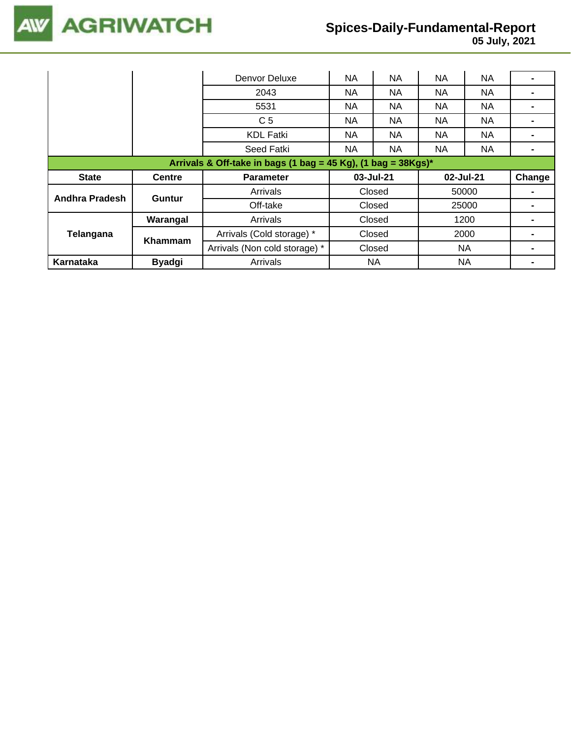| | | Denvor Deluxe | NA | NA | NA | NA | - |
|---|---|---|---|---|---|---|---|
| | | 2043 | NA | NA | NA | NA | - |
| | | 5531 | NA | NA | NA | NA | - |
| | | C 5 | NA | NA | NA | NA | - |
| | | KDL Fatki | NA | NA | NA | NA | - |
| | | Seed Fatki | NA | NA | NA | NA | - |

**Arrivals & Off-take in bags (1 bag = 45 Kg), (1 bag = 38Kgs)***

| State | Centre | Parameter | 03-Jul-21 | 02-Jul-21 | Change |
|---|---|---|---|---|---|
| **Andhra Pradesh** | **Guntur** | Arrivals | Closed | 50000 | - |
| | | Off-take | Closed | 25000 | - |
| **Telangana** | **Warangal** | Arrivals | Closed | 1200 | - |
| | **Khammam** | Arrivals (Cold storage) * | Closed | 2000 | - |
| | | Arrivals (Non cold storage) * | Closed | NA | - |
| **Karnataka** | **Byadgi** | Arrivals | NA | NA | - |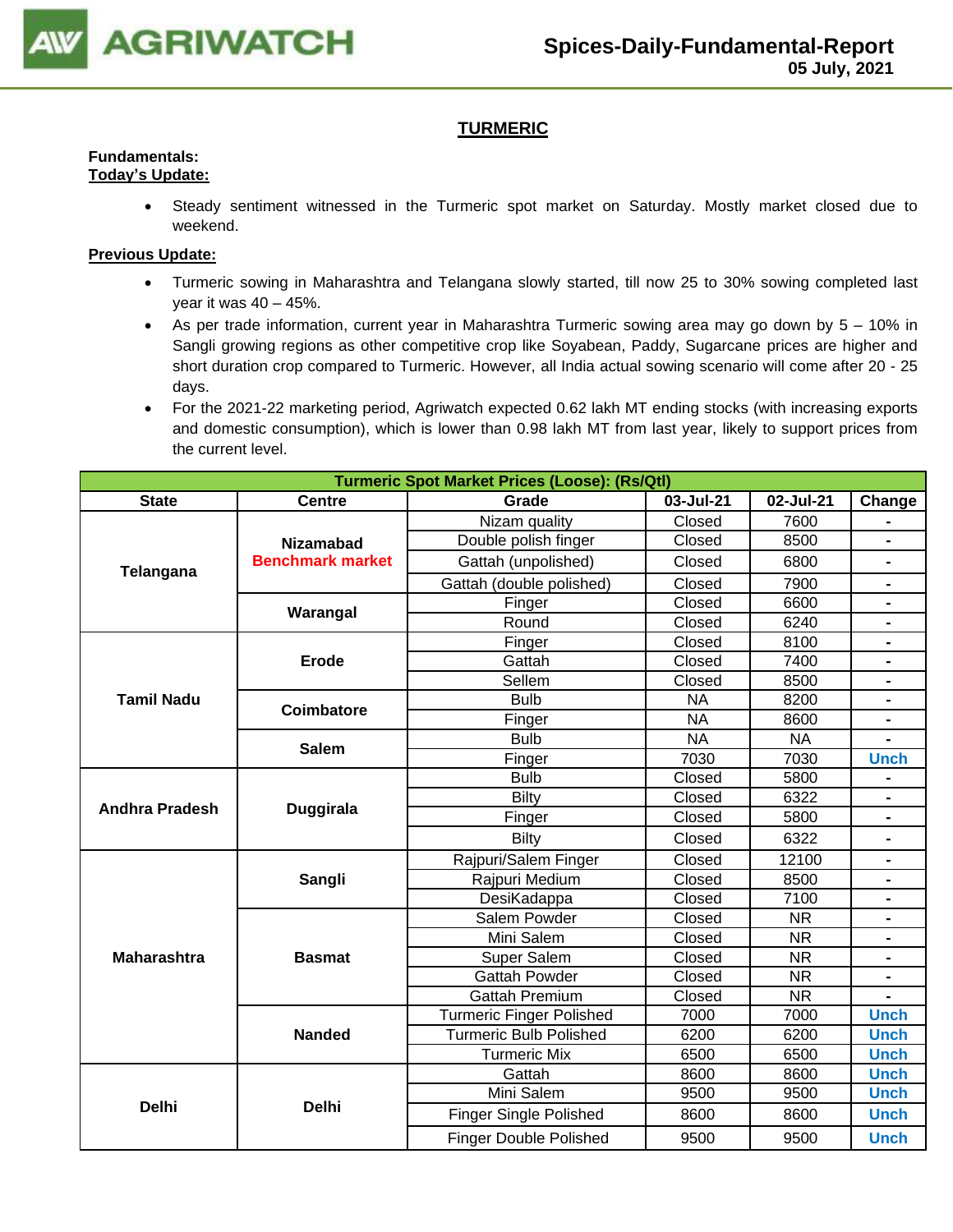# TURMERIC

**Fundamentals:**

**Today's Update:**

- Steady sentiment witnessed in the Turmeric spot market on Saturday. Mostly market closed due to weekend.

**Previous Update:**

- Turmeric sowing in Maharashtra and Telangana slowly started, till now 25 to 30% sowing completed last year it was 40 – 45%.
- As per trade information, current year in Maharashtra Turmeric sowing area may go down by 5 – 10% in Sangli growing regions as other competitive crop like Soyabean, Paddy, Sugarcane prices are higher and short duration crop compared to Turmeric. However, all India actual sowing scenario will come after 20 - 25 days.
- For the 2021-22 marketing period, Agriwatch expected 0.62 lakh MT ending stocks (with increasing exports and domestic consumption), which is lower than 0.98 lakh MT from last year, likely to support prices from the current level.

| Turmeric Spot Market Prices (Loose): (Rs/Qtl) | | | | | |
|---|---|---|---|---|---|
| **State** | **Centre** | **Grade** | **03-Jul-21** | **02-Jul-21** | **Change** |
| **Telangana** | **Nizamabad Benchmark market** | Nizam quality | Closed | 7600 | - |
| | | Double polish finger | Closed | 8500 | - |
| | | Gattah (unpolished) | Closed | 6800 | - |
| | | Gattah (double polished) | Closed | 7900 | - |
| | **Warangal** | Finger | Closed | 6600 | - |
| | | Round | Closed | 6240 | - |
| **Tamil Nadu** | **Erode** | Finger | Closed | 8100 | - |
| | | Gattah | Closed | 7400 | - |
| | | Sellem | Closed | 8500 | - |
| | **Coimbatore** | Bulb | NA | 8200 | - |
| | | Finger | NA | 8600 | - |
| | **Salem** | Bulb | NA | NA | - |
| | | Finger | 7030 | 7030 | Unch |
| **Andhra Pradesh** | **Duggirala** | Bulb | Closed | 5800 | - |
| | | Bilty | Closed | 6322 | - |
| | | Finger | Closed | 5800 | - |
| | | Bilty | Closed | 6322 | - |
| **Maharashtra** | **Sangli** | Rajpuri/Salem Finger | Closed | 12100 | - |
| | | Rajpuri Medium | Closed | 8500 | - |
| | | DesiKadappa | Closed | 7100 | - |
| | **Basmat** | Salem Powder | Closed | NR | - |
| | | Mini Salem | Closed | NR | - |
| | | Super Salem | Closed | NR | - |
| | | Gattah Powder | Closed | NR | - |
| | | Gattah Premium | Closed | NR | - |
| | **Nanded** | Turmeric Finger Polished | 7000 | 7000 | Unch |
| | | Turmeric Bulb Polished | 6200 | 6200 | Unch |
| | | Turmeric Mix | 6500 | 6500 | Unch |
| **Delhi** | **Delhi** | Gattah | 8600 | 8600 | Unch |
| | | Mini Salem | 9500 | 9500 | Unch |
| | | Finger Single Polished | 8600 | 8600 | Unch |
| | | Finger Double Polished | 9500 | 9500 | Unch |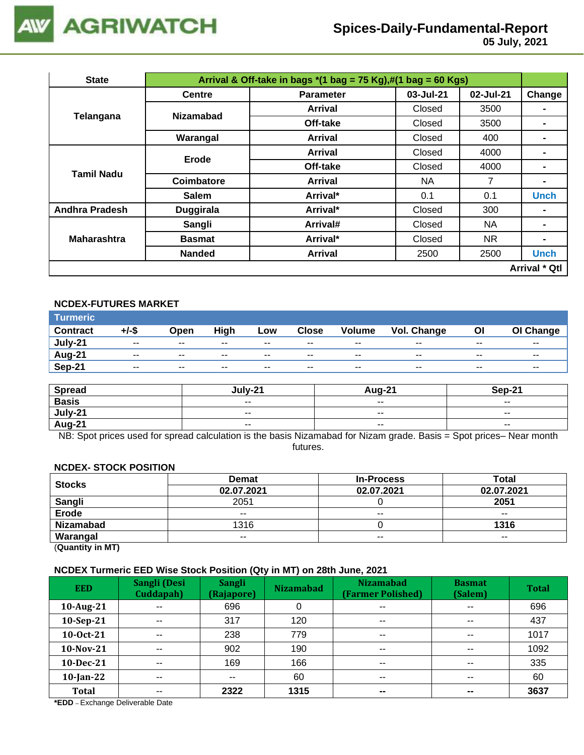| State | Arrival & Off-take in bags *(1 bag = 75 Kg),#(1 bag = 60 Kgs) | | | | |
|---|---|---|---|---|---|
| | Centre | Parameter | 03-Jul-21 | 02-Jul-21 | Change |
| Telangana | Nizamabad | Arrival | Closed | 3500 | - |
| | | Off-take | Closed | 3500 | - |
| | Warangal | Arrival | Closed | 400 | - |
| Tamil Nadu | Erode | Arrival | Closed | 4000 | - |
| | | Off-take | Closed | 4000 | - |
| | Coimbatore | Arrival | NA | 7 | - |
| | Salem | Arrival* | 0.1 | 0.1 | Unch |
| Andhra Pradesh | Duggirala | Arrival* | Closed | 300 | - |
| Maharashtra | Sangli | Arrival# | Closed | NA | - |
| | Basmat | Arrival* | Closed | NR | - |
| | Nanded | Arrival | 2500 | 2500 | Unch |
| | | | | | Arrival * Qtl |

## NCDEX-FUTURES MARKET

| Turmeric | | | | | | | | | |
|---|---|---|---|---|---|---|---|---|---|
| Contract | +/-$ | Open | High | Low | Close | Volume | Vol. Change | OI | OI Change |
| July-21 | -- | -- | -- | -- | -- | -- | -- | -- | -- |
| Aug-21 | -- | -- | -- | -- | -- | -- | -- | -- | -- |
| Sep-21 | -- | -- | -- | -- | -- | -- | -- | -- | -- |

| Spread | July-21 | Aug-21 | Sep-21 |
|---|---|---|---|
| Basis | -- | -- | -- |
| July-21 | -- | -- | -- |
| Aug-21 | -- | -- | -- |

NB: Spot prices used for spread calculation is the basis Nizamabad for Nizam grade. Basis = Spot prices– Near month futures.

## NCDEX- STOCK POSITION

| Stocks | Demat | In-Process | Total |
|---|---|---|---|
| | 02.07.2021 | 02.07.2021 | 02.07.2021 |
| Sangli | 2051 | 0 | **2051** |
| Erode | -- | -- | -- |
| Nizamabad | 1316 | 0 | **1316** |
| Warangal | -- | -- | -- |

(**Quantity in MT**)

## NCDEX Turmeric EED Wise Stock Position (Qty in MT) on 28th June, 2021

| EED | Sangli (Desi Cuddapah) | Sangli (Rajapore) | Nizamabad | Nizamabad (Farmer Polished) | Basmat (Salem) | Total |
|---|---|---|---|---|---|---|
| 10-Aug-21 | -- | 696 | 0 | -- | -- | 696 |
| 10-Sep-21 | -- | 317 | 120 | -- | -- | 437 |
| 10-Oct-21 | -- | 238 | 779 | -- | -- | 1017 |
| 10-Nov-21 | -- | 902 | 190 | -- | -- | 1092 |
| 10-Dec-21 | -- | 169 | 166 | -- | -- | 335 |
| 10-Jan-22 | -- | -- | 60 | -- | -- | 60 |
| Total | -- | **2322** | **1315** | **--** | **--** | **3637** |

***EDD** – Exchange Deliverable Date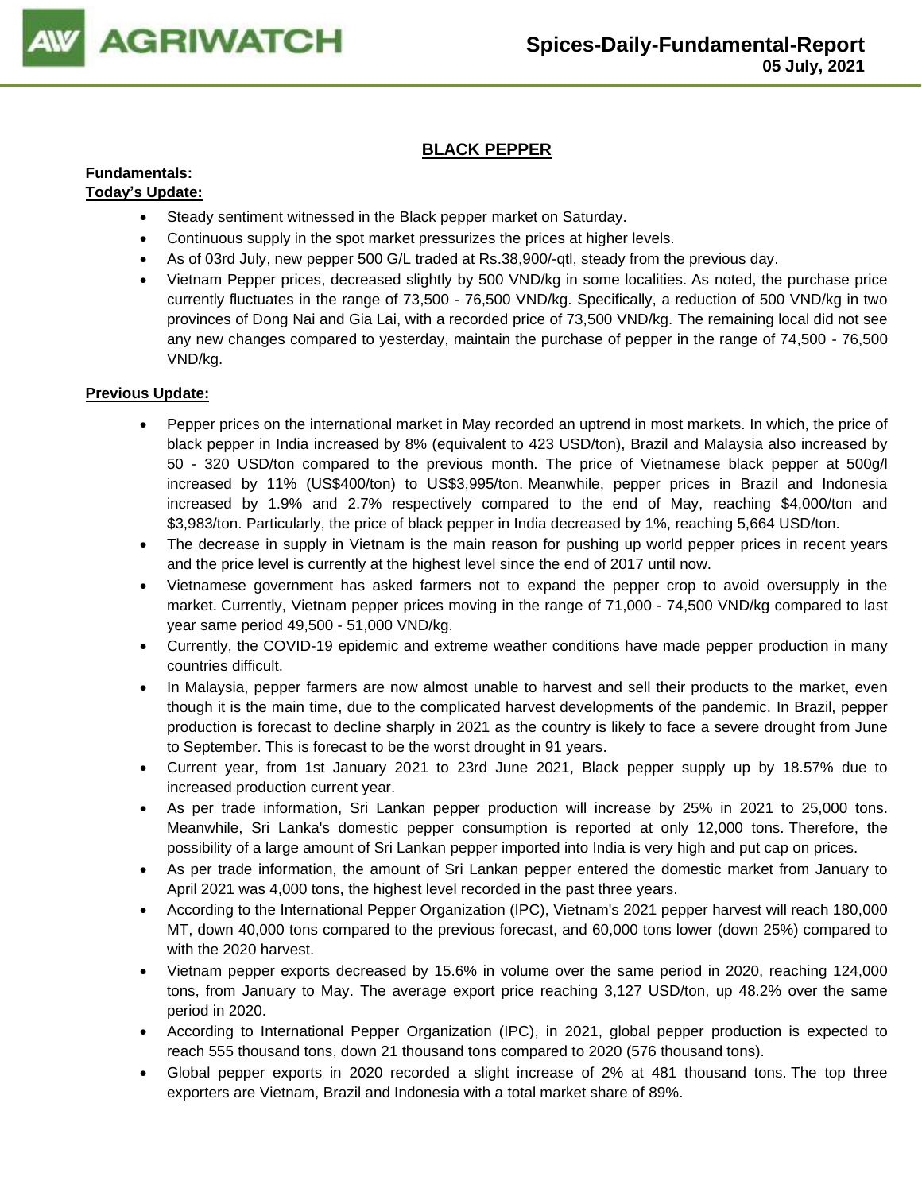## BLACK PEPPER

**Fundamentals:**

**Today's Update:**

- Steady sentiment witnessed in the Black pepper market on Saturday.
- Continuous supply in the spot market pressurizes the prices at higher levels.
- As of 03rd July, new pepper 500 G/L traded at Rs.38,900/-qtl, steady from the previous day.
- Vietnam Pepper prices, decreased slightly by 500 VND/kg in some localities. As noted, the purchase price currently fluctuates in the range of 73,500 - 76,500 VND/kg. Specifically, a reduction of 500 VND/kg in two provinces of Dong Nai and Gia Lai, with a recorded price of 73,500 VND/kg. The remaining local did not see any new changes compared to yesterday, maintain the purchase of pepper in the range of 74,500 - 76,500 VND/kg.

**Previous Update:**

- Pepper prices on the international market in May recorded an uptrend in most markets. In which, the price of black pepper in India increased by 8% (equivalent to 423 USD/ton), Brazil and Malaysia also increased by 50 - 320 USD/ton compared to the previous month. The price of Vietnamese black pepper at 500g/l increased by 11% (US$400/ton) to US$3,995/ton. Meanwhile, pepper prices in Brazil and Indonesia increased by 1.9% and 2.7% respectively compared to the end of May, reaching $4,000/ton and $3,983/ton. Particularly, the price of black pepper in India decreased by 1%, reaching 5,664 USD/ton.
- The decrease in supply in Vietnam is the main reason for pushing up world pepper prices in recent years and the price level is currently at the highest level since the end of 2017 until now.
- Vietnamese government has asked farmers not to expand the pepper crop to avoid oversupply in the market. Currently, Vietnam pepper prices moving in the range of 71,000 - 74,500 VND/kg compared to last year same period 49,500 - 51,000 VND/kg.
- Currently, the COVID-19 epidemic and extreme weather conditions have made pepper production in many countries difficult.
- In Malaysia, pepper farmers are now almost unable to harvest and sell their products to the market, even though it is the main time, due to the complicated harvest developments of the pandemic. In Brazil, pepper production is forecast to decline sharply in 2021 as the country is likely to face a severe drought from June to September. This is forecast to be the worst drought in 91 years.
- Current year, from 1st January 2021 to 23rd June 2021, Black pepper supply up by 18.57% due to increased production current year.
- As per trade information, Sri Lankan pepper production will increase by 25% in 2021 to 25,000 tons. Meanwhile, Sri Lanka's domestic pepper consumption is reported at only 12,000 tons. Therefore, the possibility of a large amount of Sri Lankan pepper imported into India is very high and put cap on prices.
- As per trade information, the amount of Sri Lankan pepper entered the domestic market from January to April 2021 was 4,000 tons, the highest level recorded in the past three years.
- According to the International Pepper Organization (IPC), Vietnam's 2021 pepper harvest will reach 180,000 MT, down 40,000 tons compared to the previous forecast, and 60,000 tons lower (down 25%) compared to with the 2020 harvest.
- Vietnam pepper exports decreased by 15.6% in volume over the same period in 2020, reaching 124,000 tons, from January to May. The average export price reaching 3,127 USD/ton, up 48.2% over the same period in 2020.
- According to International Pepper Organization (IPC), in 2021, global pepper production is expected to reach 555 thousand tons, down 21 thousand tons compared to 2020 (576 thousand tons).
- Global pepper exports in 2020 recorded a slight increase of 2% at 481 thousand tons. The top three exporters are Vietnam, Brazil and Indonesia with a total market share of 89%.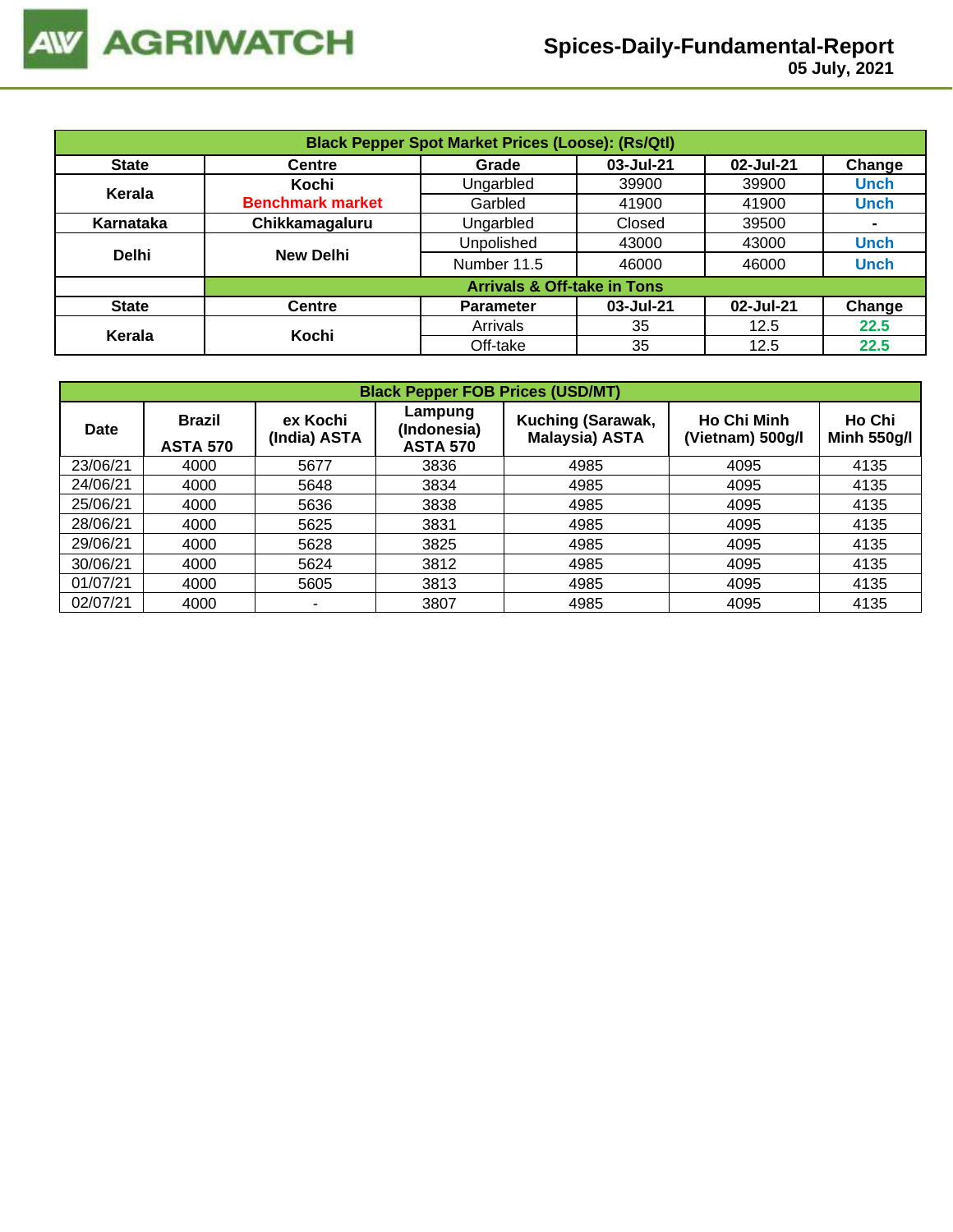# Spices-Daily-Fundamental-Report

**05 July, 2021**

| Black Pepper Spot Market Prices (Loose): (Rs/Qtl) | | | | | |
|---|---|---|---|---|---|
| **State** | **Centre** | **Grade** | **03-Jul-21** | **02-Jul-21** | **Change** |
| **Kerala** | **Kochi** **Benchmark market** | Ungarbled | 39900 | 39900 | Unch |
| | | Garbled | 41900 | 41900 | Unch |
| **Karnataka** | **Chikkamagaluru** | Ungarbled | Closed | 39500 | - |
| **Delhi** | **New Delhi** | Unpolished | 43000 | 43000 | Unch |
| | | Number 11.5 | 46000 | 46000 | Unch |
| | **Arrivals & Off-take in Tons** | | | | |
| **State** | **Centre** | **Parameter** | **03-Jul-21** | **02-Jul-21** | **Change** |
| **Kerala** | **Kochi** | Arrivals | 35 | 12.5 | 22.5 |
| | | Off-take | 35 | 12.5 | 22.5 |

| Black Pepper FOB Prices (USD/MT) | | | | | | |
|---|---|---|---|---|---|---|
| **Date** | **Brazil ASTA 570** | **ex Kochi (India) ASTA** | **Lampung (Indonesia) ASTA 570** | **Kuching (Sarawak, Malaysia) ASTA** | **Ho Chi Minh (Vietnam) 500g/l** | **Ho Chi Minh 550g/l** |
| 23/06/21 | 4000 | 5677 | 3836 | 4985 | 4095 | 4135 |
| 24/06/21 | 4000 | 5648 | 3834 | 4985 | 4095 | 4135 |
| 25/06/21 | 4000 | 5636 | 3838 | 4985 | 4095 | 4135 |
| 28/06/21 | 4000 | 5625 | 3831 | 4985 | 4095 | 4135 |
| 29/06/21 | 4000 | 5628 | 3825 | 4985 | 4095 | 4135 |
| 30/06/21 | 4000 | 5624 | 3812 | 4985 | 4095 | 4135 |
| 01/07/21 | 4000 | 5605 | 3813 | 4985 | 4095 | 4135 |
| 02/07/21 | 4000 | - | 3807 | 4985 | 4095 | 4135 |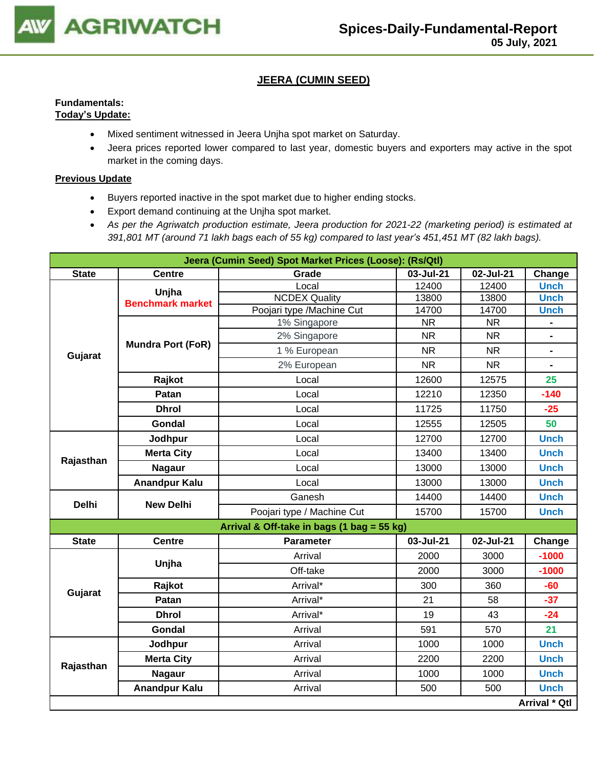# JEERA (CUMIN SEED)

**Fundamentals:**
**Today's Update:**

- Mixed sentiment witnessed in Jeera Unjha spot market on Saturday.
- Jeera prices reported lower compared to last year, domestic buyers and exporters may active in the spot market in the coming days.

**Previous Update**

- Buyers reported inactive in the spot market due to higher ending stocks.
- Export demand continuing at the Unjha spot market.
- *As per the Agriwatch production estimate, Jeera production for 2021-22 (marketing period) is estimated at 391,801 MT (around 71 lakh bags each of 55 kg) compared to last year's 451,451 MT (82 lakh bags).*

| Jeera (Cumin Seed) Spot Market Prices (Loose): (Rs/Qtl) | | | | | |
|---|---|---|---|---|---|
| **State** | **Centre** | **Grade** | **03-Jul-21** | **02-Jul-21** | **Change** |
| Gujarat | Unjha Benchmark market | Local | 12400 | 12400 | Unch |
| | | NCDEX Quality | 13800 | 13800 | Unch |
| | | Poojari type /Machine Cut | 14700 | 14700 | Unch |
| | Mundra Port (FoR) | 1% Singapore | NR | NR | - |
| | | 2% Singapore | NR | NR | - |
| | | 1 % European | NR | NR | - |
| | | 2% European | NR | NR | - |
| | Rajkot | Local | 12600 | 12575 | 25 |
| | Patan | Local | 12210 | 12350 | -140 |
| | Dhrol | Local | 11725 | 11750 | -25 |
| | Gondal | Local | 12555 | 12505 | 50 |
| Rajasthan | Jodhpur | Local | 12700 | 12700 | Unch |
| | Merta City | Local | 13400 | 13400 | Unch |
| | Nagaur | Local | 13000 | 13000 | Unch |
| | Anandpur Kalu | Local | 13000 | 13000 | Unch |
| Delhi | New Delhi | Ganesh | 14400 | 14400 | Unch |
| | | Poojari type / Machine Cut | 15700 | 15700 | Unch |
| **Arrival & Off-take in bags (1 bag = 55 kg)** | | | | | |
| **State** | **Centre** | **Parameter** | **03-Jul-21** | **02-Jul-21** | **Change** |
| Gujarat | Unjha | Arrival | 2000 | 3000 | -1000 |
| | | Off-take | 2000 | 3000 | -1000 |
| | Rajkot | Arrival* | 300 | 360 | -60 |
| | Patan | Arrival* | 21 | 58 | -37 |
| | Dhrol | Arrival* | 19 | 43 | -24 |
| | Gondal | Arrival | 591 | 570 | 21 |
| Rajasthan | Jodhpur | Arrival | 1000 | 1000 | Unch |
| | Merta City | Arrival | 2200 | 2200 | Unch |
| | Nagaur | Arrival | 1000 | 1000 | Unch |
| | Anandpur Kalu | Arrival | 500 | 500 | Unch |
| | | | | | Arrival * Qtl |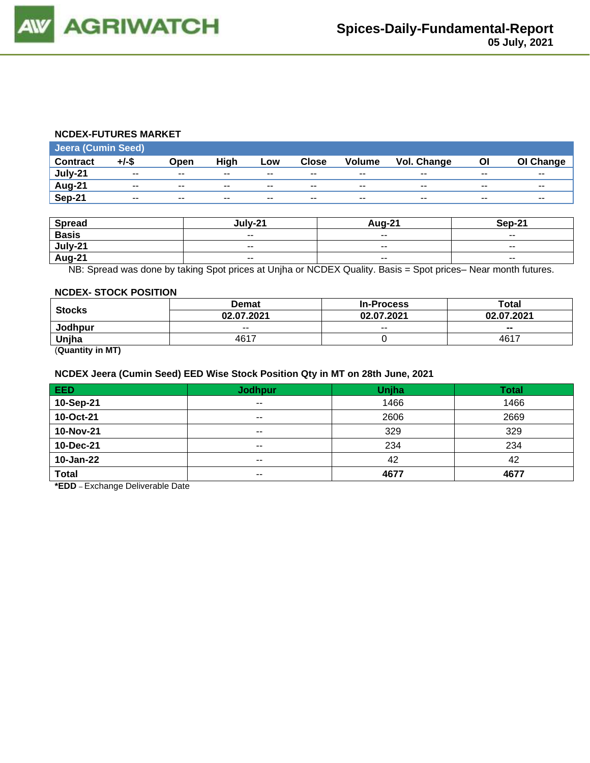## NCDEX-FUTURES MARKET

| Jeera (Cumin Seed) | | | | | | | | | |
|---|---|---|---|---|---|---|---|---|---|
| Contract | +/-$ | Open | High | Low | Close | Volume | Vol. Change | OI | OI Change |
| July-21 | -- | -- | -- | -- | -- | -- | -- | -- | -- |
| Aug-21 | -- | -- | -- | -- | -- | -- | -- | -- | -- |
| Sep-21 | -- | -- | -- | -- | -- | -- | -- | -- | -- |

| Spread | July-21 | Aug-21 | Sep-21 |
|---|---|---|---|
| Basis | -- | -- | -- |
| July-21 | -- | -- | -- |
| Aug-21 | -- | -- | -- |

NB: Spread was done by taking Spot prices at Unjha or NCDEX Quality. Basis = Spot prices– Near month futures.

## NCDEX- STOCK POSITION

| Stocks | Demat | In-Process | Total |
|---|---|---|---|
| | 02.07.2021 | 02.07.2021 | 02.07.2021 |
| Jodhpur | -- | -- | -- |
| Unjha | 4617 | 0 | 4617 |

(**Quantity in MT)**

## NCDEX Jeera (Cumin Seed) EED Wise Stock Position Qty in MT on 28th June, 2021

| EED | Jodhpur | Unjha | Total |
|---|---|---|---|
| 10-Sep-21 | -- | 1466 | 1466 |
| 10-Oct-21 | -- | 2606 | 2669 |
| 10-Nov-21 | -- | 329 | 329 |
| 10-Dec-21 | -- | 234 | 234 |
| 10-Jan-22 | -- | 42 | 42 |
| **Total** | -- | **4677** | **4677** |

***EDD** – Exchange Deliverable Date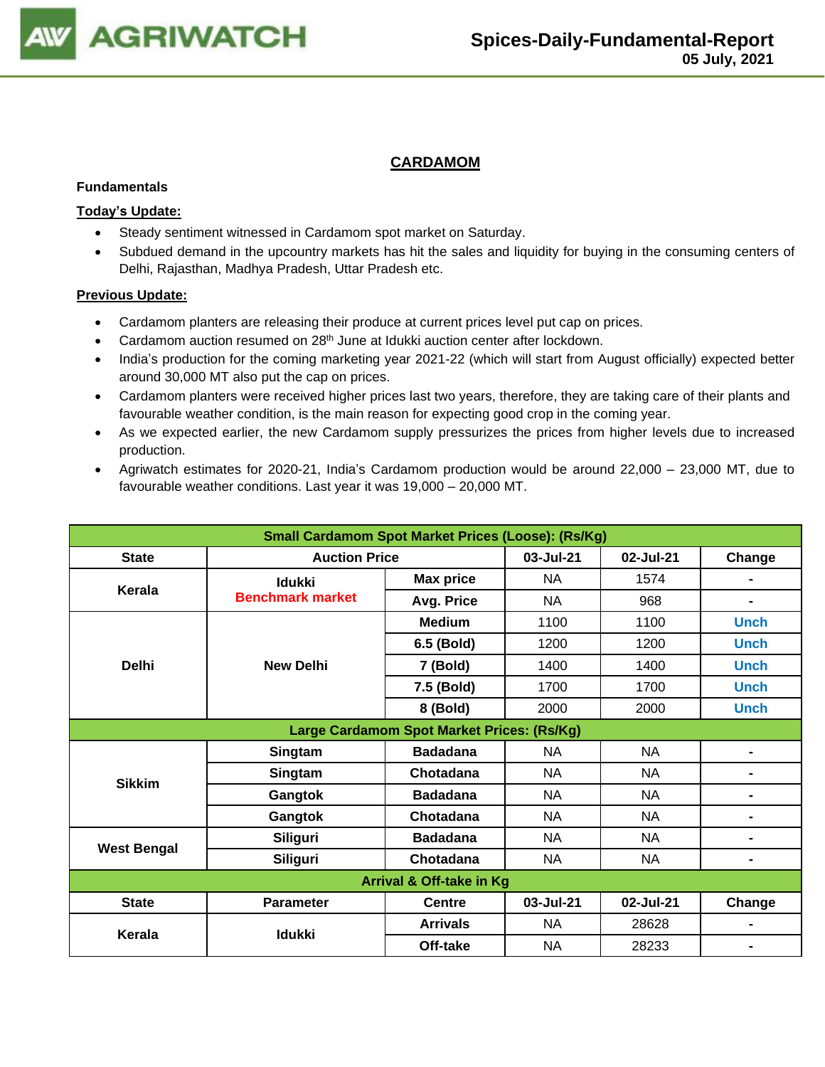## CARDAMOM

**Fundamentals**

**Today's Update:**

- Steady sentiment witnessed in Cardamom spot market on Saturday.
- Subdued demand in the upcountry markets has hit the sales and liquidity for buying in the consuming centers of Delhi, Rajasthan, Madhya Pradesh, Uttar Pradesh etc.

**Previous Update:**

- Cardamom planters are releasing their produce at current prices level put cap on prices.
- Cardamom auction resumed on 28th June at Idukki auction center after lockdown.
- India's production for the coming marketing year 2021-22 (which will start from August officially) expected better around 30,000 MT also put the cap on prices.
- Cardamom planters were received higher prices last two years, therefore, they are taking care of their plants and favourable weather condition, is the main reason for expecting good crop in the coming year.
- As we expected earlier, the new Cardamom supply pressurizes the prices from higher levels due to increased production.
- Agriwatch estimates for 2020-21, India's Cardamom production would be around 22,000 – 23,000 MT, due to favourable weather conditions. Last year it was 19,000 – 20,000 MT.

| Small Cardamom Spot Market Prices (Loose): (Rs/Kg) | | | | | |
|---|---|---|---|---|---|
| State | Auction Price | | 03-Jul-21 | 02-Jul-21 | Change |
| Kerala | Idukki Benchmark market | Max price | NA | 1574 | - |
| | | Avg. Price | NA | 968 | - |
| Delhi | New Delhi | Medium | 1100 | 1100 | Unch |
| | | 6.5 (Bold) | 1200 | 1200 | Unch |
| | | 7 (Bold) | 1400 | 1400 | Unch |
| | | 7.5 (Bold) | 1700 | 1700 | Unch |
| | | 8 (Bold) | 2000 | 2000 | Unch |
| **Large Cardamom Spot Market Prices: (Rs/Kg)** | | | | | |
| Sikkim | Singtam | Badadana | NA | NA | - |
| | Singtam | Chotadana | NA | NA | - |
| | Gangtok | Badadana | NA | NA | - |
| | Gangtok | Chotadana | NA | NA | - |
| West Bengal | Siliguri | Badadana | NA | NA | - |
| | Siliguri | Chotadana | NA | NA | - |
| **Arrival & Off-take in Kg** | | | | | |
| State | Parameter | Centre | 03-Jul-21 | 02-Jul-21 | Change |
| Kerala | Idukki | Arrivals | NA | 28628 | - |
| | | Off-take | NA | 28233 | - |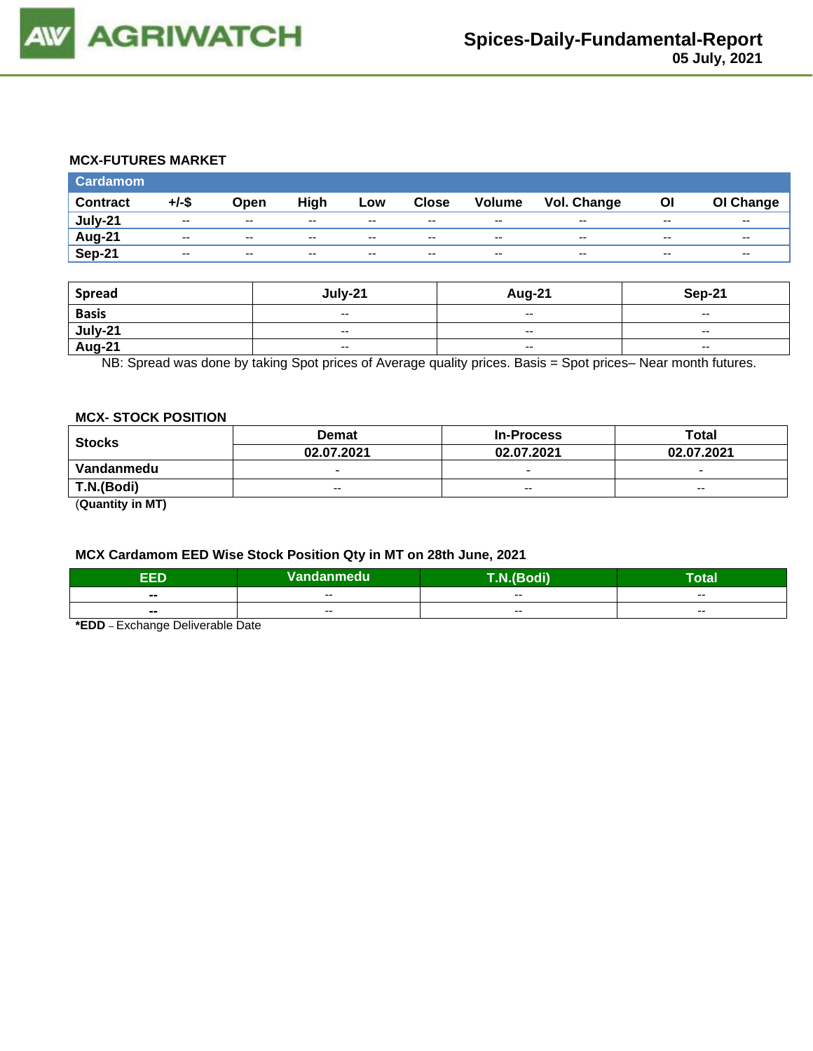## MCX-FUTURES MARKET

| Cardamom | | | | | | | | | |
|---|---|---|---|---|---|---|---|---|---|
| **Contract** | **+/-$** | **Open** | **High** | **Low** | **Close** | **Volume** | **Vol. Change** | **OI** | **OI Change** |
| **July-21** | -- | -- | -- | -- | -- | -- | -- | -- | -- |
| **Aug-21** | -- | -- | -- | -- | -- | -- | -- | -- | -- |
| **Sep-21** | -- | -- | -- | -- | -- | -- | -- | -- | -- |

| Spread | July-21 | Aug-21 | Sep-21 |
|---|---|---|---|
| **Basis** | -- | -- | -- |
| **July-21** | -- | -- | -- |
| **Aug-21** | -- | -- | -- |

NB: Spread was done by taking Spot prices of Average quality prices. Basis = Spot prices– Near month futures.

## MCX- STOCK POSITION

| Stocks | Demat | In-Process | Total |
|---|---|---|---|
| | 02.07.2021 | 02.07.2021 | 02.07.2021 |
| **Vandanmedu** | - | - | - |
| **T.N.(Bodi)** | -- | -- | -- |

(**Quantity in MT)**

## MCX Cardamom EED Wise Stock Position Qty in MT on 28th June, 2021

| EED | Vandanmedu | T.N.(Bodi) | Total |
|---|---|---|---|
| **--** | -- | -- | -- |
| **--** | -- | -- | -- |

**\*EDD** – Exchange Deliverable Date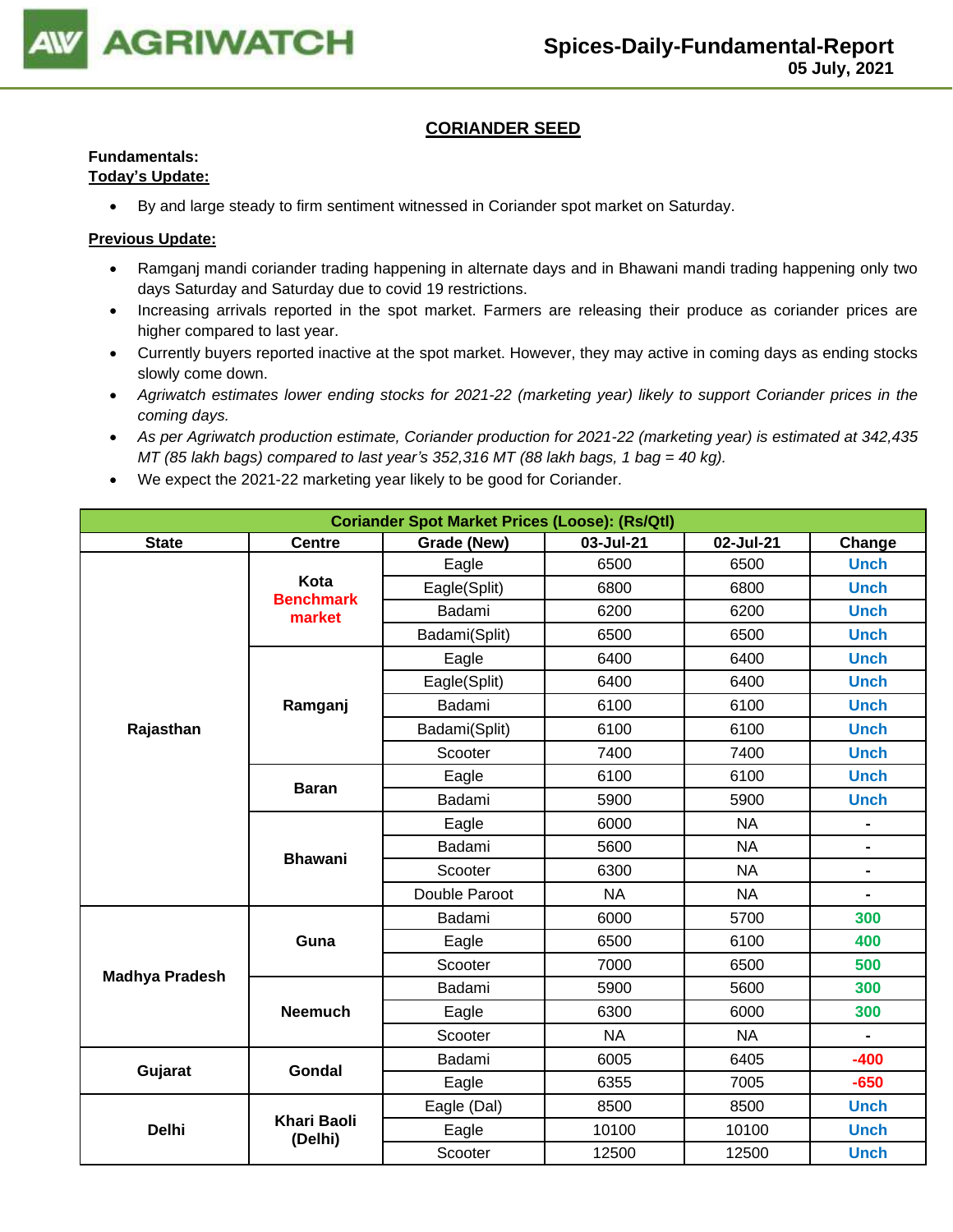## CORIANDER SEED

**Fundamentals:**

**Today's Update:**

- By and large steady to firm sentiment witnessed in Coriander spot market on Saturday.

**Previous Update:**

- Ramganj mandi coriander trading happening in alternate days and in Bhawani mandi trading happening only two days Saturday and Saturday due to covid 19 restrictions.
- Increasing arrivals reported in the spot market. Farmers are releasing their produce as coriander prices are higher compared to last year.
- Currently buyers reported inactive at the spot market. However, they may active in coming days as ending stocks slowly come down.
- *Agriwatch estimates lower ending stocks for 2021-22 (marketing year) likely to support Coriander prices in the coming days.*
- *As per Agriwatch production estimate, Coriander production for 2021-22 (marketing year) is estimated at 342,435 MT (85 lakh bags) compared to last year's 352,316 MT (88 lakh bags, 1 bag = 40 kg).*
- We expect the 2021-22 marketing year likely to be good for Coriander.

| Coriander Spot Market Prices (Loose): (Rs/Qtl) | | | | | |
|---|---|---|---|---|---|
| **State** | **Centre** | **Grade (New)** | **03-Jul-21** | **02-Jul-21** | **Change** |
| Rajasthan | Kota Benchmark market | Eagle | 6500 | 6500 | Unch |
| | | Eagle(Split) | 6800 | 6800 | Unch |
| | | Badami | 6200 | 6200 | Unch |
| | | Badami(Split) | 6500 | 6500 | Unch |
| | Ramganj | Eagle | 6400 | 6400 | Unch |
| | | Eagle(Split) | 6400 | 6400 | Unch |
| | | Badami | 6100 | 6100 | Unch |
| | | Badami(Split) | 6100 | 6100 | Unch |
| | | Scooter | 7400 | 7400 | Unch |
| | Baran | Eagle | 6100 | 6100 | Unch |
| | | Badami | 5900 | 5900 | Unch |
| | Bhawani | Eagle | 6000 | NA | - |
| | | Badami | 5600 | NA | - |
| | | Scooter | 6300 | NA | - |
| | | Double Paroot | NA | NA | - |
| Madhya Pradesh | Guna | Badami | 6000 | 5700 | 300 |
| | | Eagle | 6500 | 6100 | 400 |
| | | Scooter | 7000 | 6500 | 500 |
| | Neemuch | Badami | 5900 | 5600 | 300 |
| | | Eagle | 6300 | 6000 | 300 |
| | | Scooter | NA | NA | - |
| Gujarat | Gondal | Badami | 6005 | 6405 | -400 |
| | | Eagle | 6355 | 7005 | -650 |
| Delhi | Khari Baoli (Delhi) | Eagle (Dal) | 8500 | 8500 | Unch |
| | | Eagle | 10100 | 10100 | Unch |
| | | Scooter | 12500 | 12500 | Unch |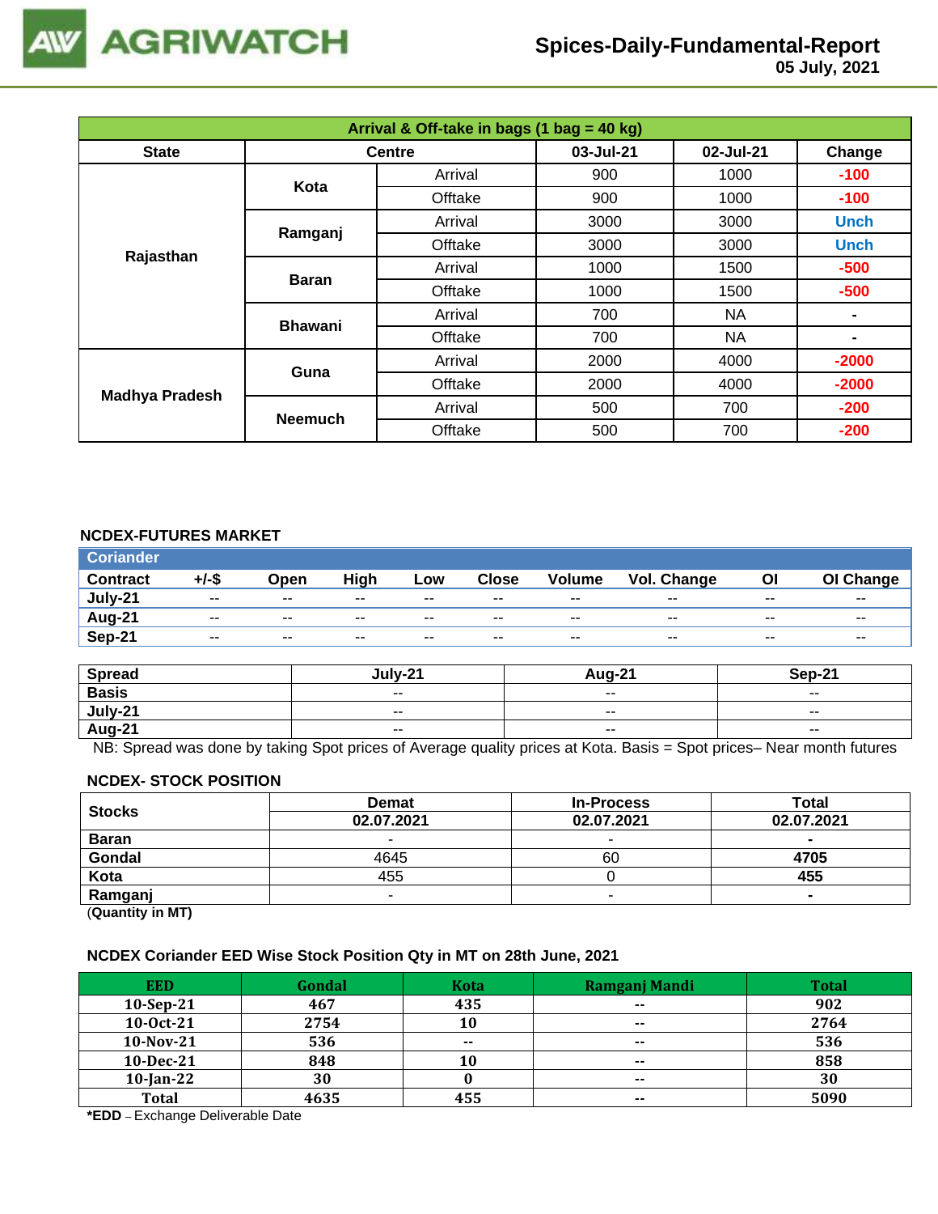# Spices-Daily-Fundamental-Report

05 July, 2021

| Arrival & Off-take in bags (1 bag = 40 kg) | | | | | |
|---|---|---|---|---|---|
| State | Centre | | 03-Jul-21 | 02-Jul-21 | Change |
| Rajasthan | Kota | Arrival | 900 | 1000 | -100 |
| | | Offtake | 900 | 1000 | -100 |
| | Ramganj | Arrival | 3000 | 3000 | Unch |
| | | Offtake | 3000 | 3000 | Unch |
| | Baran | Arrival | 1000 | 1500 | -500 |
| | | Offtake | 1000 | 1500 | -500 |
| | Bhawani | Arrival | 700 | NA | - |
| | | Offtake | 700 | NA | - |
| Madhya Pradesh | Guna | Arrival | 2000 | 4000 | -2000 |
| | | Offtake | 2000 | 4000 | -2000 |
| | Neemuch | Arrival | 500 | 700 | -200 |
| | | Offtake | 500 | 700 | -200 |

## NCDEX-FUTURES MARKET

| Coriander | | | | | | | | | |
|---|---|---|---|---|---|---|---|---|---|
| Contract | +/-$ | Open | High | Low | Close | Volume | Vol. Change | OI | OI Change |
| July-21 | -- | -- | -- | -- | -- | -- | -- | -- | -- |
| Aug-21 | -- | -- | -- | -- | -- | -- | -- | -- | -- |
| Sep-21 | -- | -- | -- | -- | -- | -- | -- | -- | -- |

| Spread | July-21 | Aug-21 | Sep-21 |
|---|---|---|---|
| Basis | -- | -- | -- |
| July-21 | -- | -- | -- |
| Aug-21 | -- | -- | -- |

NB: Spread was done by taking Spot prices of Average quality prices at Kota. Basis = Spot prices– Near month futures

## NCDEX- STOCK POSITION

| Stocks | Demat | In-Process | Total |
|---|---|---|---|
| | 02.07.2021 | 02.07.2021 | 02.07.2021 |
| Baran | - | - | - |
| Gondal | 4645 | 60 | **4705** |
| Kota | 455 | 0 | **455** |
| Ramganj | - | - | - |

(**Quantity in MT)**

## NCDEX Coriander EED Wise Stock Position Qty in MT on 28th June, 2021

| EED | Gondal | Kota | Ramganj Mandi | Total |
|---|---|---|---|---|
| 10-Sep-21 | 467 | 435 | -- | 902 |
| 10-Oct-21 | 2754 | 10 | -- | 2764 |
| 10-Nov-21 | 536 | -- | -- | 536 |
| 10-Dec-21 | 848 | 10 | -- | 858 |
| 10-Jan-22 | 30 | 0 | -- | 30 |
| Total | 4635 | 455 | -- | 5090 |

***EDD** – Exchange Deliverable Date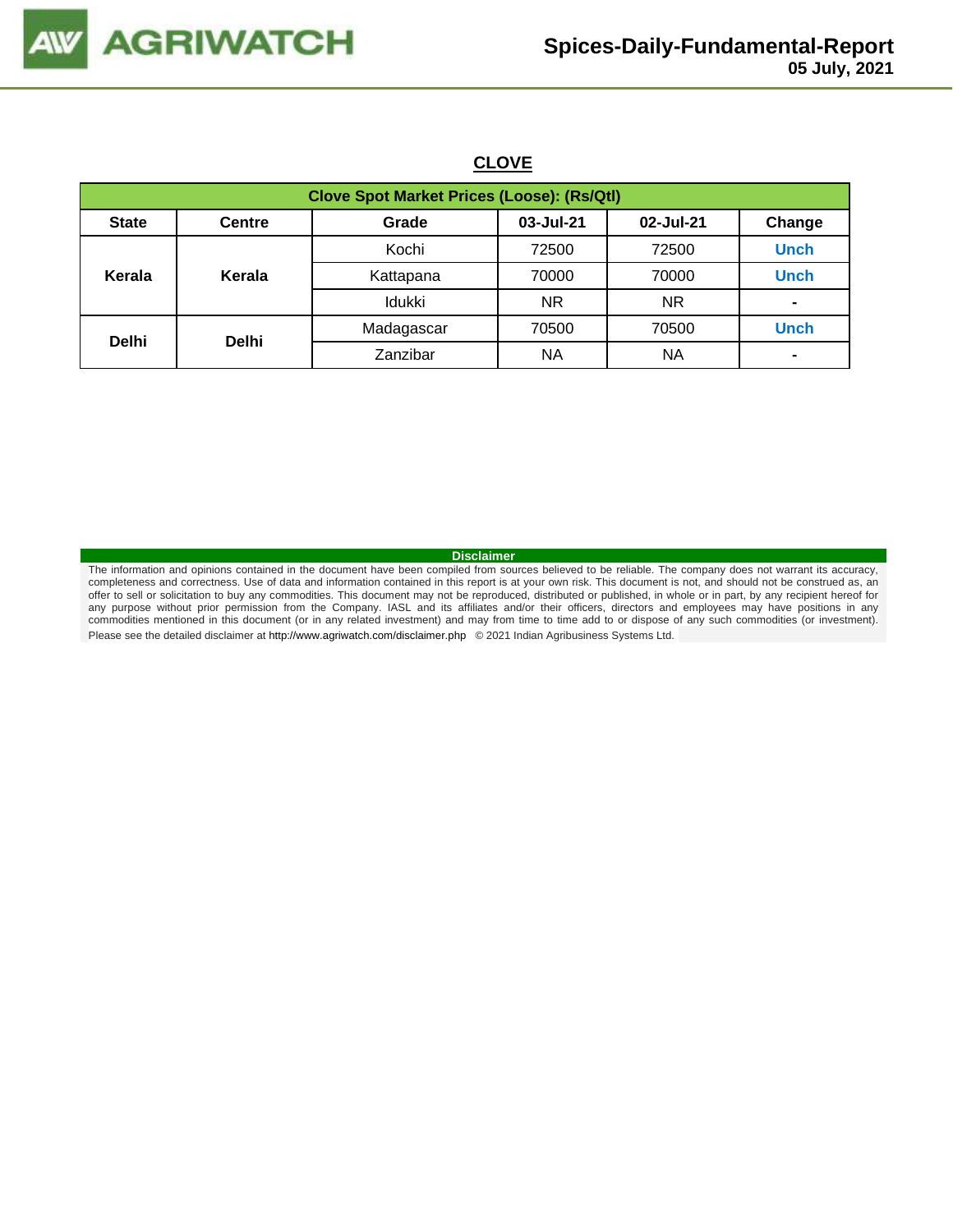## CLOVE

| Clove Spot Market Prices (Loose): (Rs/Qtl) | | | | | |
|---|---|---|---|---|---|
| **State** | **Centre** | **Grade** | **03-Jul-21** | **02-Jul-21** | **Change** |
| **Kerala** | **Kerala** | Kochi | 72500 | 72500 | **Unch** |
| | | Kattapana | 70000 | 70000 | **Unch** |
| | | Idukki | NR | NR | - |
| **Delhi** | **Delhi** | Madagascar | 70500 | 70500 | **Unch** |
| | | Zanzibar | NA | NA | - |

**Disclaimer**

The information and opinions contained in the document have been compiled from sources believed to be reliable. The company does not warrant its accuracy, completeness and correctness. Use of data and information contained in this report is at your own risk. This document is not, and should not be construed as, an offer to sell or solicitation to buy any commodities. This document may not be reproduced, distributed or published, in whole or in part, by any recipient hereof for any purpose without prior permission from the Company. IASL and its affiliates and/or their officers, directors and employees may have positions in any commodities mentioned in this document (or in any related investment) and may from time to time add to or dispose of any such commodities (or investment). Please see the detailed disclaimer at http://www.agriwatch.com/disclaimer.php © 2021 Indian Agribusiness Systems Ltd.